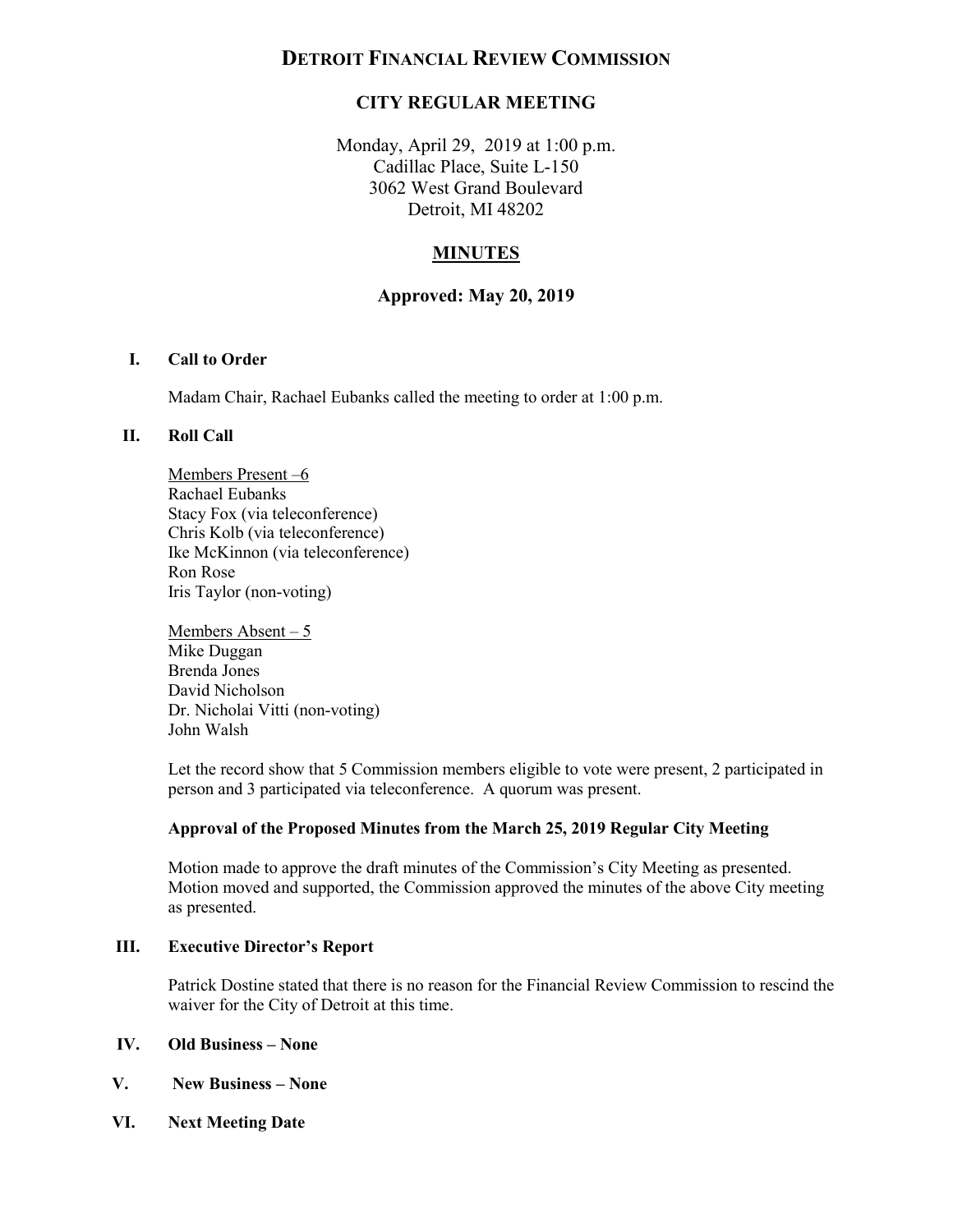# DETROIT FINANCIAL REVIEW COMMISSION

## CITY REGULAR MEETING

Monday, April 29, 2019 at 1:00 p.m.
Cadillac Place, Suite L-150
3062 West Grand Boulevard
Detroit, MI 48202

## MINUTES

### Approved: May 20, 2019

**I. Call to Order**

Madam Chair, Rachael Eubanks called the meeting to order at 1:00 p.m.

**II. Roll Call**

Members Present –6
Rachael Eubanks
Stacy Fox (via teleconference)
Chris Kolb (via teleconference)
Ike McKinnon (via teleconference)
Ron Rose
Iris Taylor (non-voting)

Members Absent – 5
Mike Duggan
Brenda Jones
David Nicholson
Dr. Nicholai Vitti (non-voting)
John Walsh

Let the record show that 5 Commission members eligible to vote were present, 2 participated in person and 3 participated via teleconference. A quorum was present.

**Approval of the Proposed Minutes from the March 25, 2019 Regular City Meeting**

Motion made to approve the draft minutes of the Commission's City Meeting as presented. Motion moved and supported, the Commission approved the minutes of the above City meeting as presented.

**III. Executive Director's Report**

Patrick Dostine stated that there is no reason for the Financial Review Commission to rescind the waiver for the City of Detroit at this time.

**IV. Old Business – None**

**V. New Business – None**

**VI. Next Meeting Date**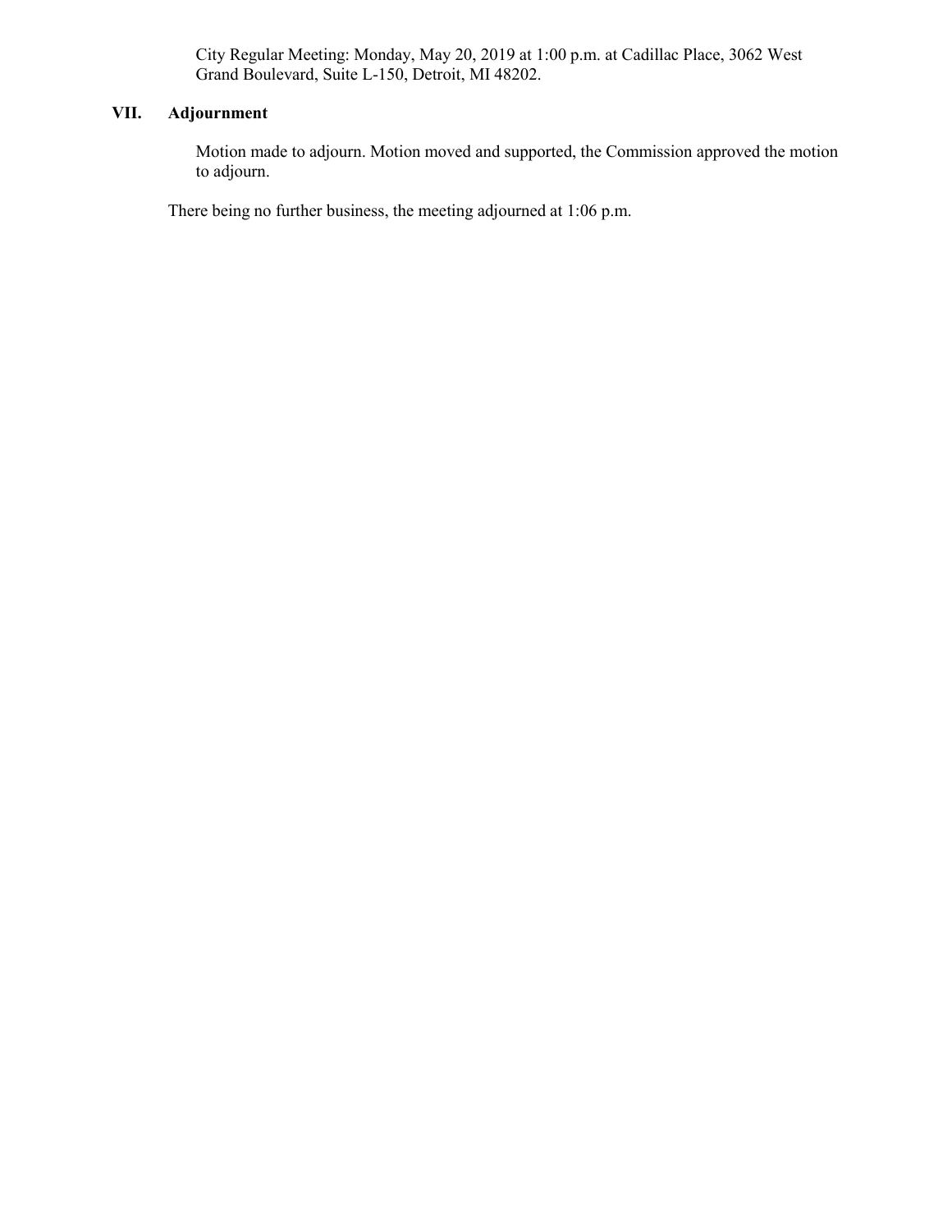City Regular Meeting: Monday, May 20, 2019 at 1:00 p.m. at Cadillac Place, 3062 West Grand Boulevard, Suite L-150, Detroit, MI 48202.

## VII. Adjournment

Motion made to adjourn. Motion moved and supported, the Commission approved the motion to adjourn.

There being no further business, the meeting adjourned at 1:06 p.m.